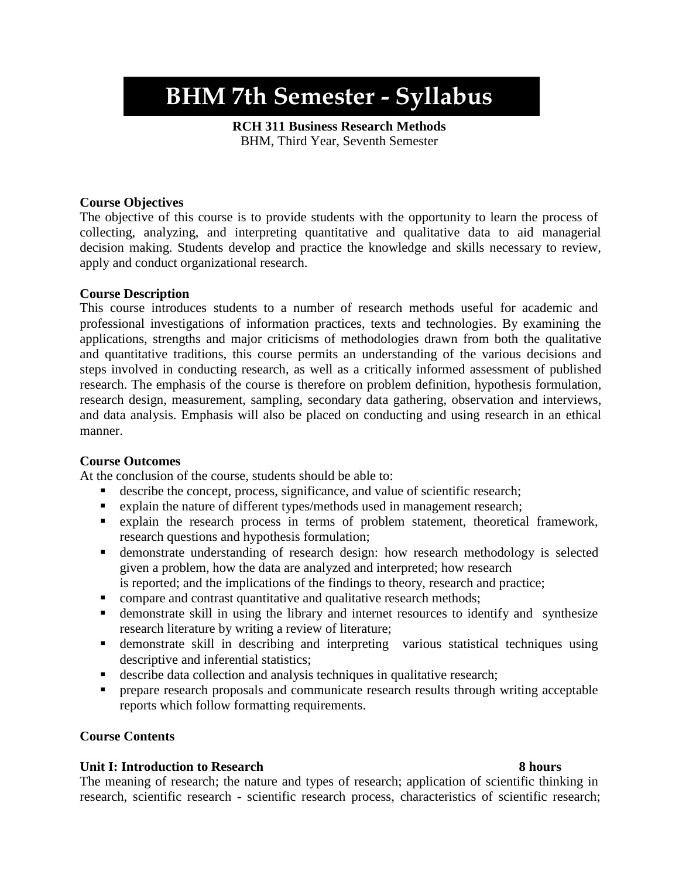# BHM 7th Semester - Syllabus

**RCH 311 Business Research Methods**
BHM, Third Year, Seventh Semester

**Course Objectives**

The objective of this course is to provide students with the opportunity to learn the process of collecting, analyzing, and interpreting quantitative and qualitative data to aid managerial decision making. Students develop and practice the knowledge and skills necessary to review, apply and conduct organizational research.

**Course Description**

This course introduces students to a number of research methods useful for academic and professional investigations of information practices, texts and technologies. By examining the applications, strengths and major criticisms of methodologies drawn from both the qualitative and quantitative traditions, this course permits an understanding of the various decisions and steps involved in conducting research, as well as a critically informed assessment of published research. The emphasis of the course is therefore on problem definition, hypothesis formulation, research design, measurement, sampling, secondary data gathering, observation and interviews, and data analysis. Emphasis will also be placed on conducting and using research in an ethical manner.

**Course Outcomes**

At the conclusion of the course, students should be able to:

- describe the concept, process, significance, and value of scientific research;
- explain the nature of different types/methods used in management research;
- explain the research process in terms of problem statement, theoretical framework, research questions and hypothesis formulation;
- demonstrate understanding of research design: how research methodology is selected given a problem, how the data are analyzed and interpreted; how research is reported; and the implications of the findings to theory, research and practice;
- compare and contrast quantitative and qualitative research methods;
- demonstrate skill in using the library and internet resources to identify and synthesize research literature by writing a review of literature;
- demonstrate skill in describing and interpreting various statistical techniques using descriptive and inferential statistics;
- describe data collection and analysis techniques in qualitative research;
- prepare research proposals and communicate research results through writing acceptable reports which follow formatting requirements.

**Course Contents**

**Unit I: Introduction to Research** **8 hours**

The meaning of research; the nature and types of research; application of scientific thinking in research, scientific research - scientific research process, characteristics of scientific research;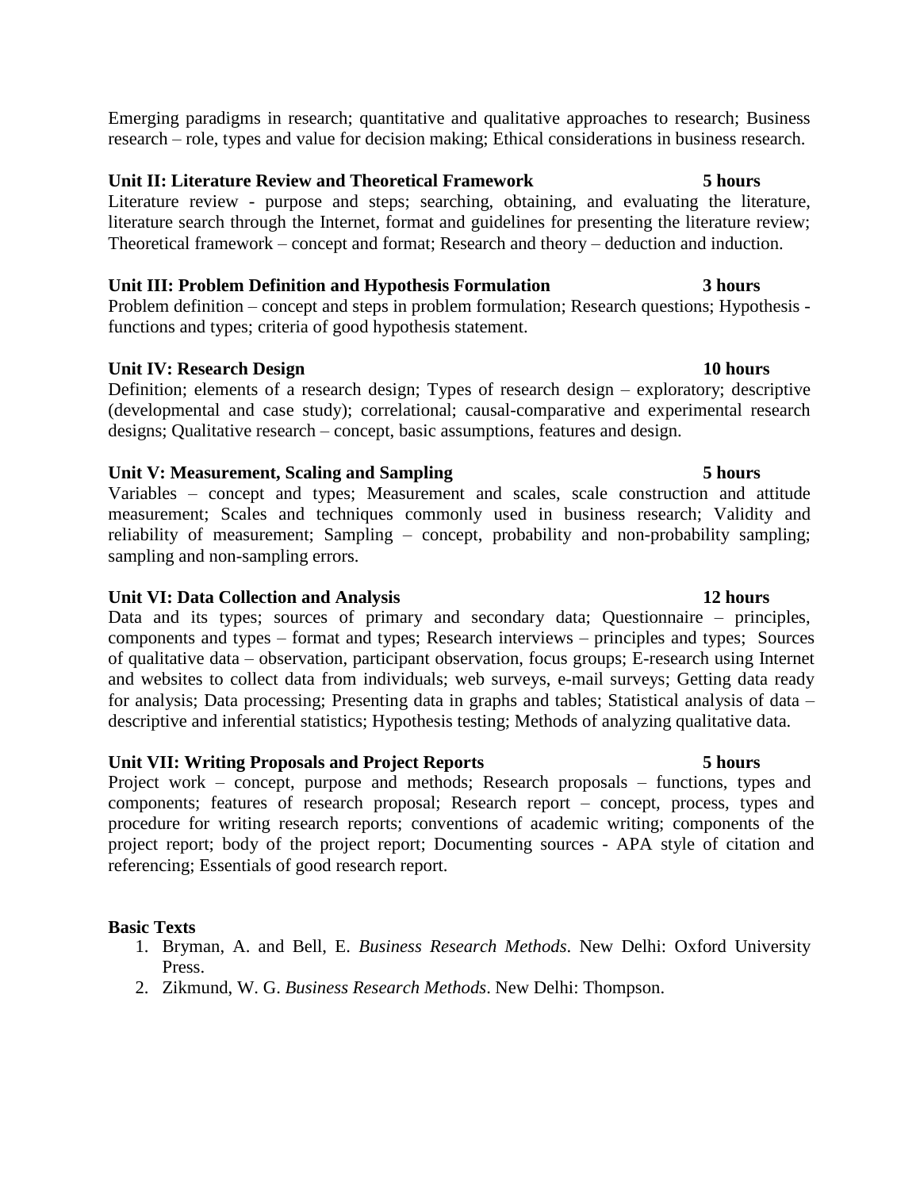Emerging paradigms in research; quantitative and qualitative approaches to research; Business research – role, types and value for decision making; Ethical considerations in business research.

**Unit II: Literature Review and Theoretical Framework** **5 hours**

Literature review - purpose and steps; searching, obtaining, and evaluating the literature, literature search through the Internet, format and guidelines for presenting the literature review; Theoretical framework – concept and format; Research and theory – deduction and induction.

**Unit III: Problem Definition and Hypothesis Formulation** **3 hours**

Problem definition – concept and steps in problem formulation; Research questions; Hypothesis - functions and types; criteria of good hypothesis statement.

**Unit IV: Research Design** **10 hours**

Definition; elements of a research design; Types of research design – exploratory; descriptive (developmental and case study); correlational; causal-comparative and experimental research designs; Qualitative research – concept, basic assumptions, features and design.

**Unit V: Measurement, Scaling and Sampling** **5 hours**

Variables – concept and types; Measurement and scales, scale construction and attitude measurement; Scales and techniques commonly used in business research; Validity and reliability of measurement; Sampling – concept, probability and non-probability sampling; sampling and non-sampling errors.

**Unit VI: Data Collection and Analysis** **12 hours**

Data and its types; sources of primary and secondary data; Questionnaire – principles, components and types – format and types; Research interviews – principles and types; Sources of qualitative data – observation, participant observation, focus groups; E-research using Internet and websites to collect data from individuals; web surveys, e-mail surveys; Getting data ready for analysis; Data processing; Presenting data in graphs and tables; Statistical analysis of data – descriptive and inferential statistics; Hypothesis testing; Methods of analyzing qualitative data.

**Unit VII: Writing Proposals and Project Reports** **5 hours**

Project work – concept, purpose and methods; Research proposals – functions, types and components; features of research proposal; Research report – concept, process, types and procedure for writing research reports; conventions of academic writing; components of the project report; body of the project report; Documenting sources - APA style of citation and referencing; Essentials of good research report.

**Basic Texts**

1. Bryman, A. and Bell, E. *Business Research Methods*. New Delhi: Oxford University Press.
2. Zikmund, W. G. *Business Research Methods*. New Delhi: Thompson.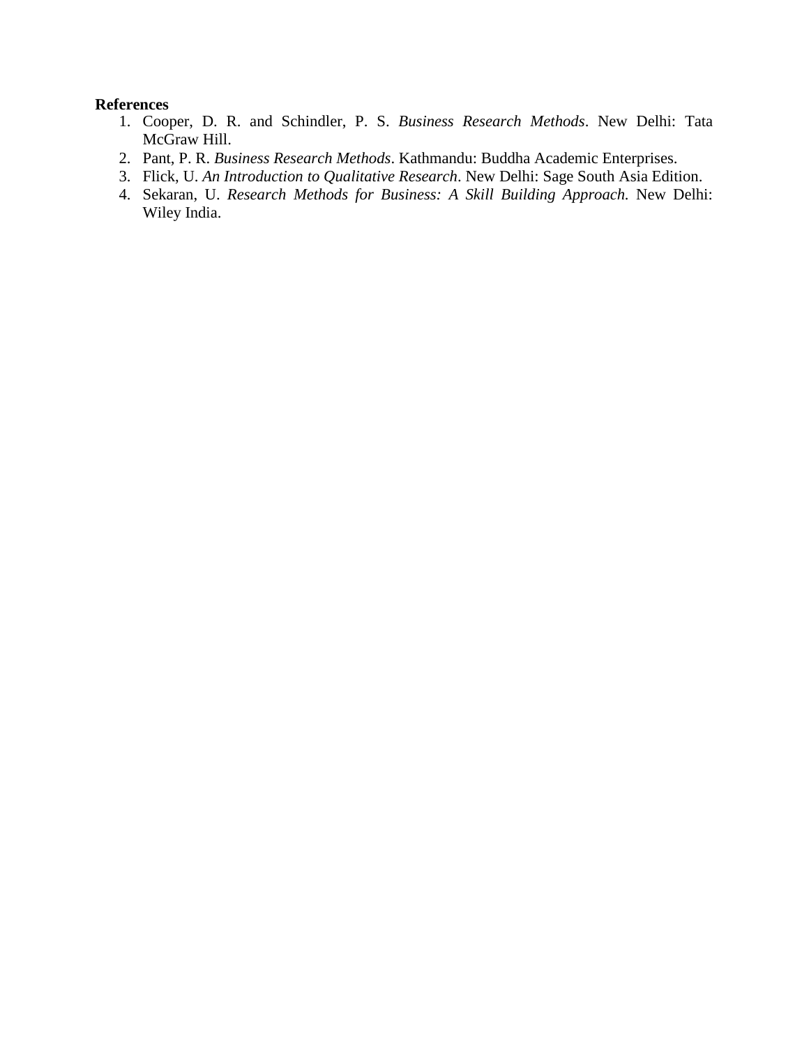**References**

1. Cooper, D. R. and Schindler, P. S. *Business Research Methods*. New Delhi: Tata McGraw Hill.
2. Pant, P. R. *Business Research Methods*. Kathmandu: Buddha Academic Enterprises.
3. Flick, U. *An Introduction to Qualitative Research*. New Delhi: Sage South Asia Edition.
4. Sekaran, U. *Research Methods for Business: A Skill Building Approach.* New Delhi: Wiley India.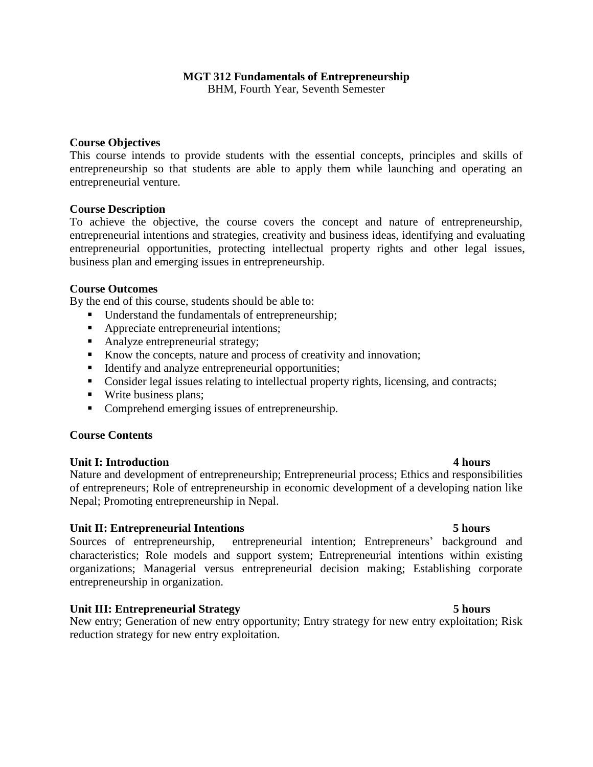**MGT 312 Fundamentals of Entrepreneurship**
BHM, Fourth Year, Seventh Semester

**Course Objectives**

This course intends to provide students with the essential concepts, principles and skills of entrepreneurship so that students are able to apply them while launching and operating an entrepreneurial venture.

**Course Description**

To achieve the objective, the course covers the concept and nature of entrepreneurship, entrepreneurial intentions and strategies, creativity and business ideas, identifying and evaluating entrepreneurial opportunities, protecting intellectual property rights and other legal issues, business plan and emerging issues in entrepreneurship.

**Course Outcomes**

By the end of this course, students should be able to:

- Understand the fundamentals of entrepreneurship;
- Appreciate entrepreneurial intentions;
- Analyze entrepreneurial strategy;
- Know the concepts, nature and process of creativity and innovation;
- Identify and analyze entrepreneurial opportunities;
- Consider legal issues relating to intellectual property rights, licensing, and contracts;
- Write business plans;
- Comprehend emerging issues of entrepreneurship.

**Course Contents**

**Unit I: Introduction 4 hours**

Nature and development of entrepreneurship; Entrepreneurial process; Ethics and responsibilities of entrepreneurs; Role of entrepreneurship in economic development of a developing nation like Nepal; Promoting entrepreneurship in Nepal.

**Unit II: Entrepreneurial Intentions 5 hours**

Sources of entrepreneurship, entrepreneurial intention; Entrepreneurs' background and characteristics; Role models and support system; Entrepreneurial intentions within existing organizations; Managerial versus entrepreneurial decision making; Establishing corporate entrepreneurship in organization.

**Unit III: Entrepreneurial Strategy 5 hours**

New entry; Generation of new entry opportunity; Entry strategy for new entry exploitation; Risk reduction strategy for new entry exploitation.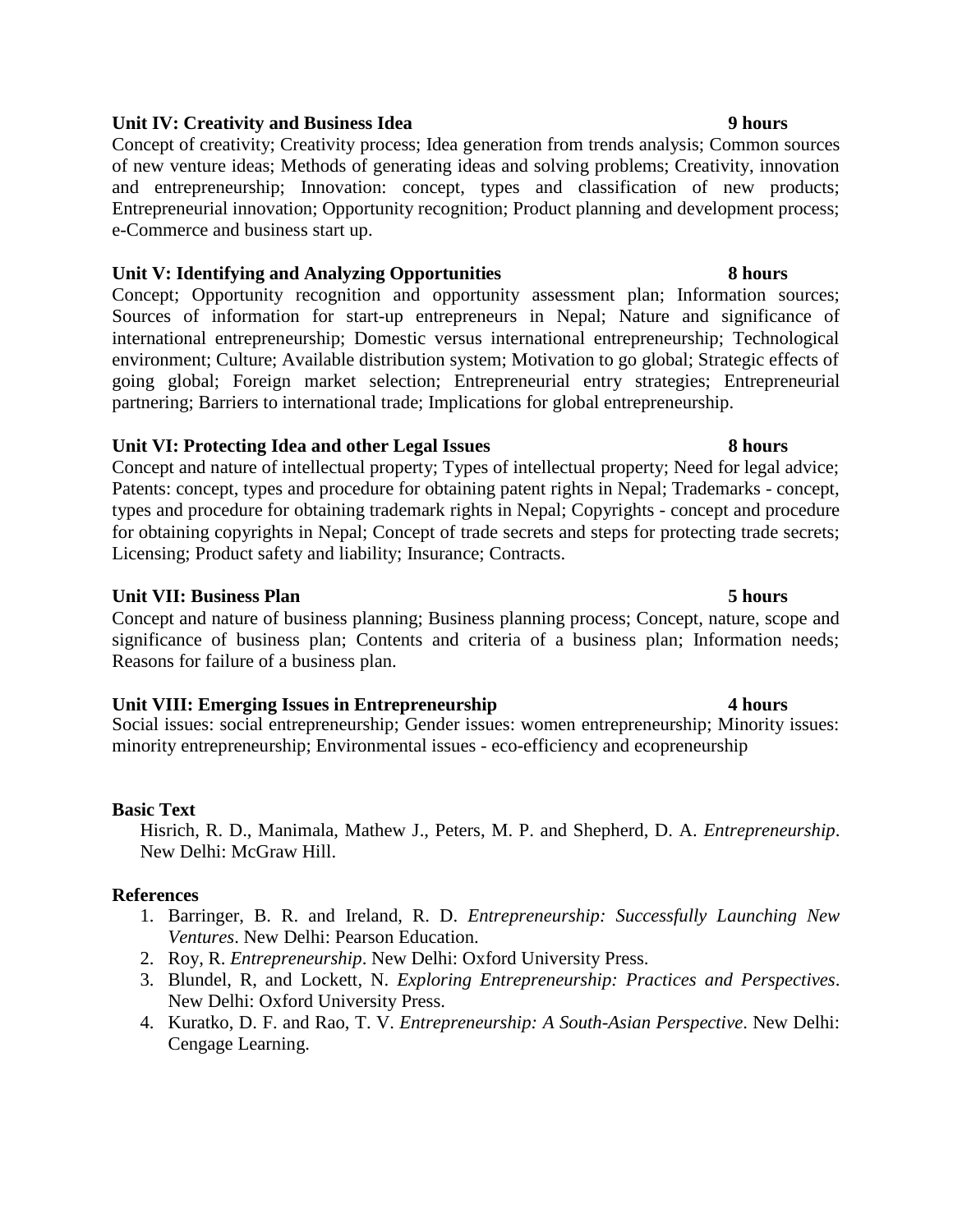**Unit IV: Creativity and Business Idea** **9 hours**

Concept of creativity; Creativity process; Idea generation from trends analysis; Common sources of new venture ideas; Methods of generating ideas and solving problems; Creativity, innovation and entrepreneurship; Innovation: concept, types and classification of new products; Entrepreneurial innovation; Opportunity recognition; Product planning and development process; e-Commerce and business start up.

**Unit V: Identifying and Analyzing Opportunities** **8 hours**

Concept; Opportunity recognition and opportunity assessment plan; Information sources; Sources of information for start-up entrepreneurs in Nepal; Nature and significance of international entrepreneurship; Domestic versus international entrepreneurship; Technological environment; Culture; Available distribution system; Motivation to go global; Strategic effects of going global; Foreign market selection; Entrepreneurial entry strategies; Entrepreneurial partnering; Barriers to international trade; Implications for global entrepreneurship.

**Unit VI: Protecting Idea and other Legal Issues** **8 hours**

Concept and nature of intellectual property; Types of intellectual property; Need for legal advice; Patents: concept, types and procedure for obtaining patent rights in Nepal; Trademarks - concept, types and procedure for obtaining trademark rights in Nepal; Copyrights - concept and procedure for obtaining copyrights in Nepal; Concept of trade secrets and steps for protecting trade secrets; Licensing; Product safety and liability; Insurance; Contracts.

**Unit VII: Business Plan** **5 hours**

Concept and nature of business planning; Business planning process; Concept, nature, scope and significance of business plan; Contents and criteria of a business plan; Information needs; Reasons for failure of a business plan.

**Unit VIII: Emerging Issues in Entrepreneurship** **4 hours**

Social issues: social entrepreneurship; Gender issues: women entrepreneurship; Minority issues: minority entrepreneurship; Environmental issues - eco-efficiency and ecopreneurship

**Basic Text**

Hisrich, R. D., Manimala, Mathew J., Peters, M. P. and Shepherd, D. A. *Entrepreneurship*. New Delhi: McGraw Hill.

**References**

1. Barringer, B. R. and Ireland, R. D. *Entrepreneurship: Successfully Launching New Ventures*. New Delhi: Pearson Education.
2. Roy, R. *Entrepreneurship*. New Delhi: Oxford University Press.
3. Blundel, R, and Lockett, N. *Exploring Entrepreneurship: Practices and Perspectives*. New Delhi: Oxford University Press.
4. Kuratko, D. F. and Rao, T. V. *Entrepreneurship: A South-Asian Perspective*. New Delhi: Cengage Learning.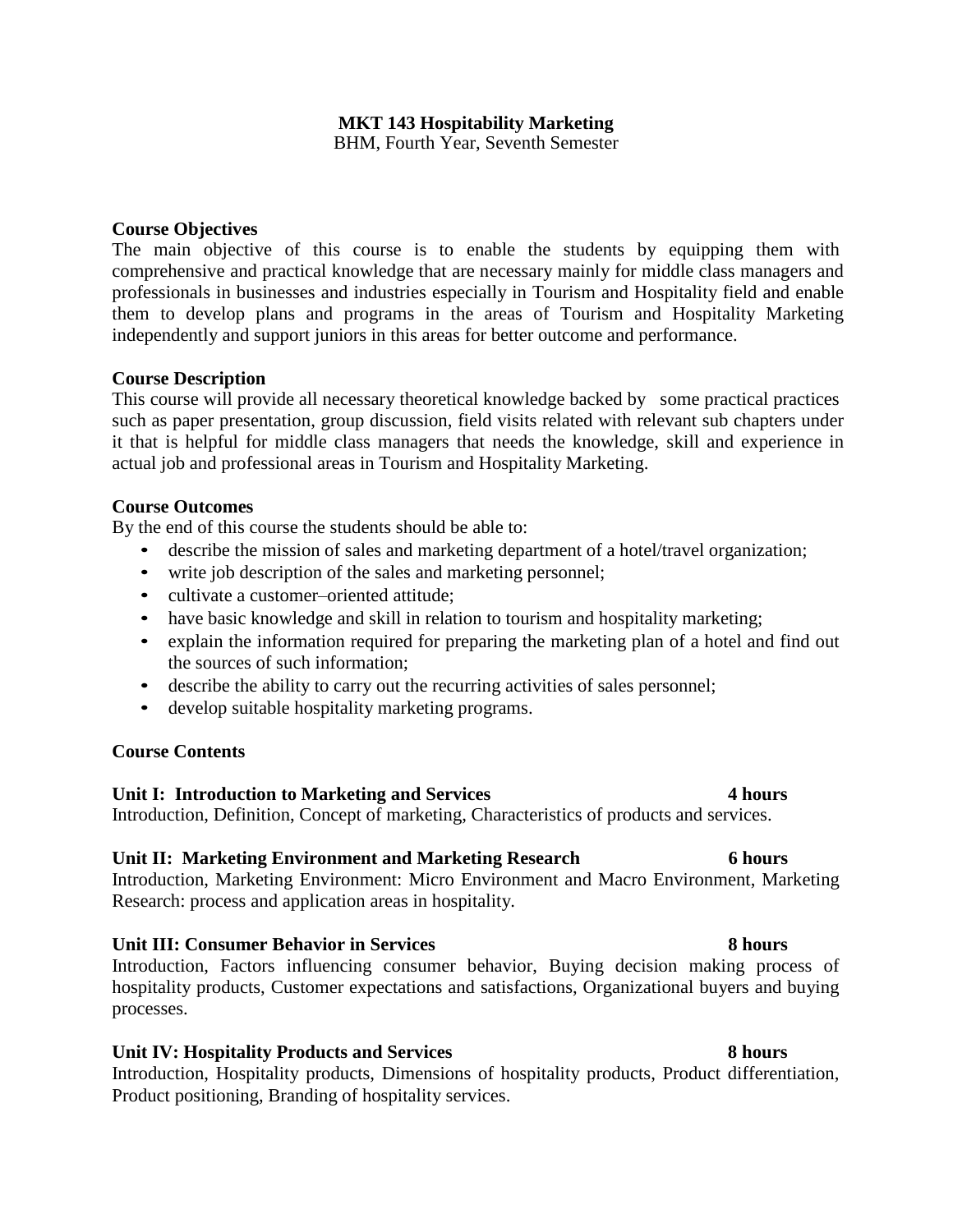**MKT 143 Hospitability Marketing**
BHM, Fourth Year, Seventh Semester

**Course Objectives**

The main objective of this course is to enable the students by equipping them with comprehensive and practical knowledge that are necessary mainly for middle class managers and professionals in businesses and industries especially in Tourism and Hospitality field and enable them to develop plans and programs in the areas of Tourism and Hospitality Marketing independently and support juniors in this areas for better outcome and performance.

**Course Description**

This course will provide all necessary theoretical knowledge backed by some practical practices such as paper presentation, group discussion, field visits related with relevant sub chapters under it that is helpful for middle class managers that needs the knowledge, skill and experience in actual job and professional areas in Tourism and Hospitality Marketing.

**Course Outcomes**

By the end of this course the students should be able to:

- describe the mission of sales and marketing department of a hotel/travel organization;
- write job description of the sales and marketing personnel;
- cultivate a customer–oriented attitude;
- have basic knowledge and skill in relation to tourism and hospitality marketing;
- explain the information required for preparing the marketing plan of a hotel and find out the sources of such information;
- describe the ability to carry out the recurring activities of sales personnel;
- develop suitable hospitality marketing programs.

**Course Contents**

**Unit I: Introduction to Marketing and Services 4 hours**

Introduction, Definition, Concept of marketing, Characteristics of products and services.

**Unit II: Marketing Environment and Marketing Research 6 hours**

Introduction, Marketing Environment: Micro Environment and Macro Environment, Marketing Research: process and application areas in hospitality.

**Unit III: Consumer Behavior in Services 8 hours**

Introduction, Factors influencing consumer behavior, Buying decision making process of hospitality products, Customer expectations and satisfactions, Organizational buyers and buying processes.

**Unit IV: Hospitality Products and Services 8 hours**

Introduction, Hospitality products, Dimensions of hospitality products, Product differentiation, Product positioning, Branding of hospitality services.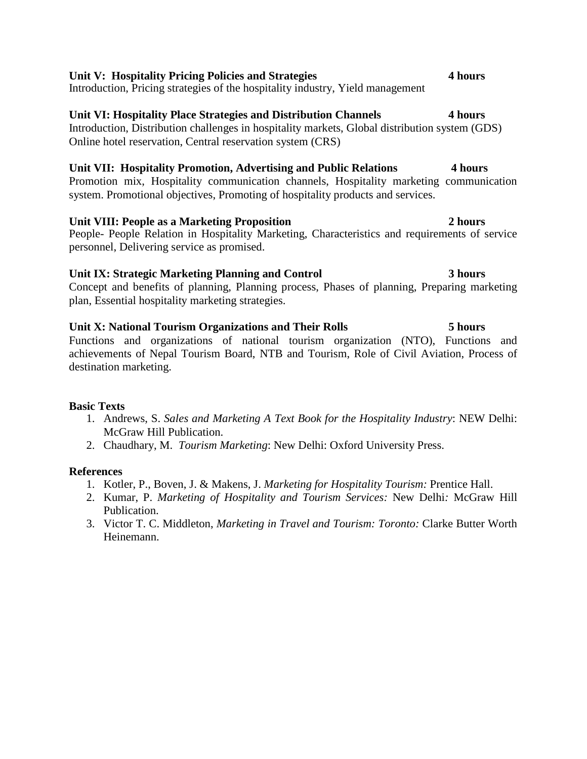**Unit V: Hospitality Pricing Policies and Strategies** **4 hours**

Introduction, Pricing strategies of the hospitality industry, Yield management

**Unit VI: Hospitality Place Strategies and Distribution Channels** **4 hours**

Introduction, Distribution challenges in hospitality markets, Global distribution system (GDS) Online hotel reservation, Central reservation system (CRS)

**Unit VII: Hospitality Promotion, Advertising and Public Relations** **4 hours**

Promotion mix, Hospitality communication channels, Hospitality marketing communication system. Promotional objectives, Promoting of hospitality products and services.

**Unit VIII: People as a Marketing Proposition** **2 hours**

People- People Relation in Hospitality Marketing, Characteristics and requirements of service personnel, Delivering service as promised.

**Unit IX: Strategic Marketing Planning and Control** **3 hours**

Concept and benefits of planning, Planning process, Phases of planning, Preparing marketing plan, Essential hospitality marketing strategies.

**Unit X: National Tourism Organizations and Their Rolls** **5 hours**

Functions and organizations of national tourism organization (NTO), Functions and achievements of Nepal Tourism Board, NTB and Tourism, Role of Civil Aviation, Process of destination marketing.

**Basic Texts**

1. Andrews, S. *Sales and Marketing A Text Book for the Hospitality Industry*: NEW Delhi: McGraw Hill Publication.
2. Chaudhary, M. *Tourism Marketing*: New Delhi: Oxford University Press.

**References**

1. Kotler, P., Boven, J. & Makens, J. *Marketing for Hospitality Tourism:* Prentice Hall.
2. Kumar, P. *Marketing of Hospitality and Tourism Services:* New Delhi*:* McGraw Hill Publication.
3. Victor T. C. Middleton, *Marketing in Travel and Tourism: Toronto:* Clarke Butter Worth Heinemann.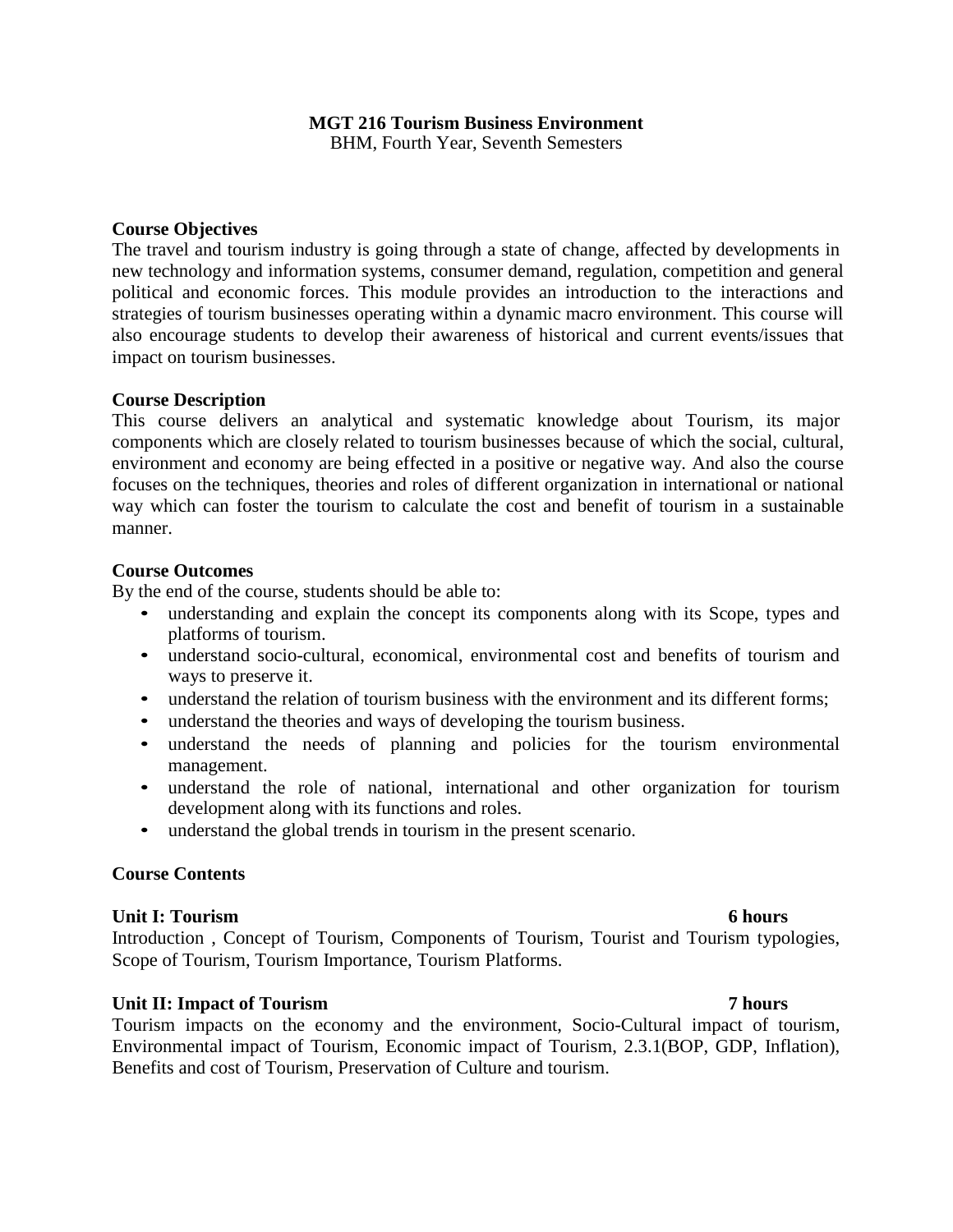**MGT 216 Tourism Business Environment**
BHM, Fourth Year, Seventh Semesters

### Course Objectives

The travel and tourism industry is going through a state of change, affected by developments in new technology and information systems, consumer demand, regulation, competition and general political and economic forces. This module provides an introduction to the interactions and strategies of tourism businesses operating within a dynamic macro environment. This course will also encourage students to develop their awareness of historical and current events/issues that impact on tourism businesses.

### Course Description

This course delivers an analytical and systematic knowledge about Tourism, its major components which are closely related to tourism businesses because of which the social, cultural, environment and economy are being effected in a positive or negative way. And also the course focuses on the techniques, theories and roles of different organization in international or national way which can foster the tourism to calculate the cost and benefit of tourism in a sustainable manner.

### Course Outcomes

By the end of the course, students should be able to:

- understanding and explain the concept its components along with its Scope, types and platforms of tourism.
- understand socio-cultural, economical, environmental cost and benefits of tourism and ways to preserve it.
- understand the relation of tourism business with the environment and its different forms;
- understand the theories and ways of developing the tourism business.
- understand the needs of planning and policies for the tourism environmental management.
- understand the role of national, international and other organization for tourism development along with its functions and roles.
- understand the global trends in tourism in the present scenario.

### Course Contents

**Unit I: Tourism** **6 hours**

Introduction , Concept of Tourism, Components of Tourism, Tourist and Tourism typologies, Scope of Tourism, Tourism Importance, Tourism Platforms.

**Unit II: Impact of Tourism** **7 hours**

Tourism impacts on the economy and the environment, Socio-Cultural impact of tourism, Environmental impact of Tourism, Economic impact of Tourism, 2.3.1(BOP, GDP, Inflation), Benefits and cost of Tourism, Preservation of Culture and tourism.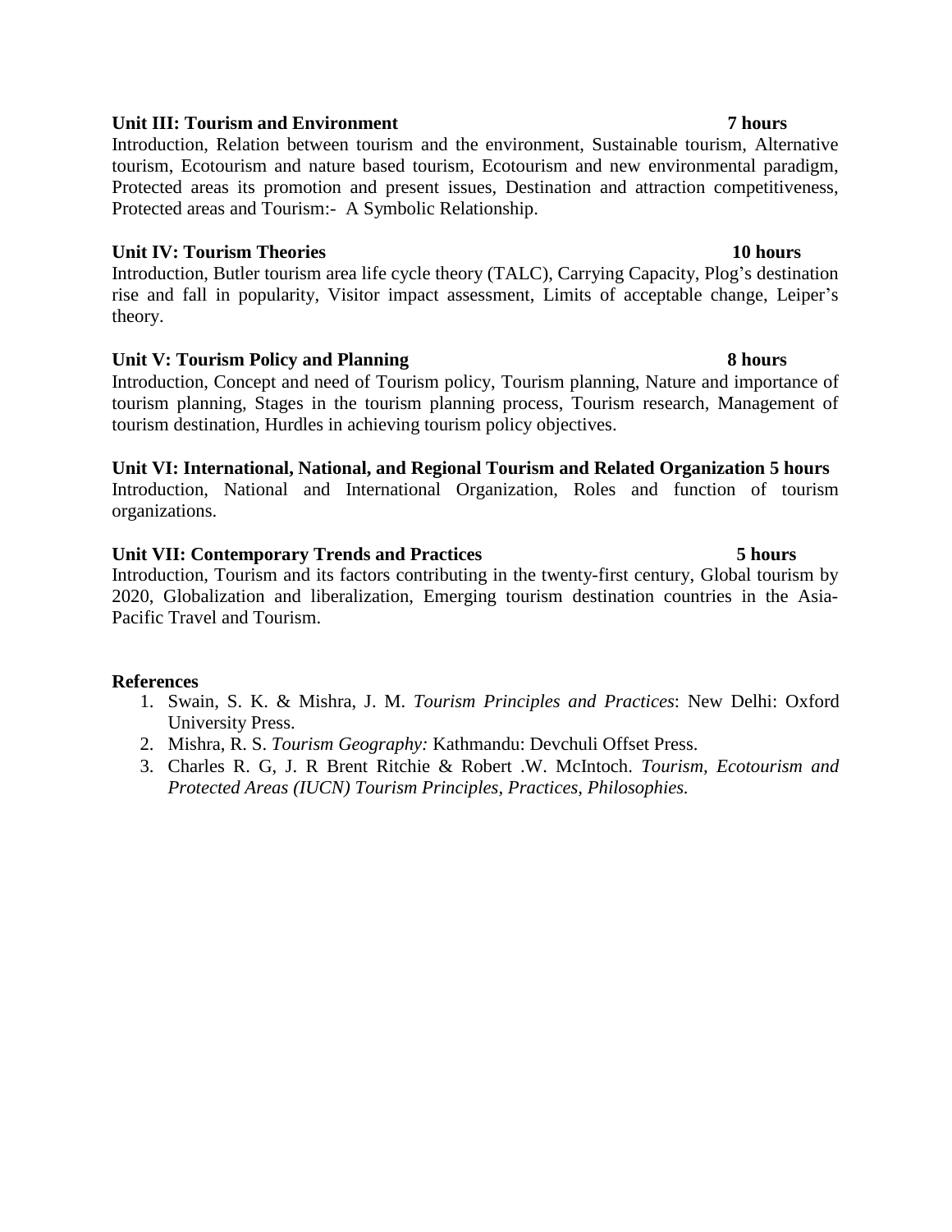**Unit III: Tourism and Environment 7 hours**

Introduction, Relation between tourism and the environment, Sustainable tourism, Alternative tourism, Ecotourism and nature based tourism, Ecotourism and new environmental paradigm, Protected areas its promotion and present issues, Destination and attraction competitiveness, Protected areas and Tourism:- A Symbolic Relationship.

**Unit IV: Tourism Theories 10 hours**

Introduction, Butler tourism area life cycle theory (TALC), Carrying Capacity, Plog's destination rise and fall in popularity, Visitor impact assessment, Limits of acceptable change, Leiper's theory.

**Unit V: Tourism Policy and Planning 8 hours**

Introduction, Concept and need of Tourism policy, Tourism planning, Nature and importance of tourism planning, Stages in the tourism planning process, Tourism research, Management of tourism destination, Hurdles in achieving tourism policy objectives.

**Unit VI: International, National, and Regional Tourism and Related Organization 5 hours**

Introduction, National and International Organization, Roles and function of tourism organizations.

**Unit VII: Contemporary Trends and Practices 5 hours**

Introduction, Tourism and its factors contributing in the twenty-first century, Global tourism by 2020, Globalization and liberalization, Emerging tourism destination countries in the Asia-Pacific Travel and Tourism.

**References**

1. Swain, S. K. & Mishra, J. M. *Tourism Principles and Practices*: New Delhi: Oxford University Press.
2. Mishra, R. S. *Tourism Geography:* Kathmandu: Devchuli Offset Press.
3. Charles R. G, J. R Brent Ritchie & Robert .W. McIntoch. *Tourism, Ecotourism and Protected Areas (IUCN) Tourism Principles, Practices, Philosophies.*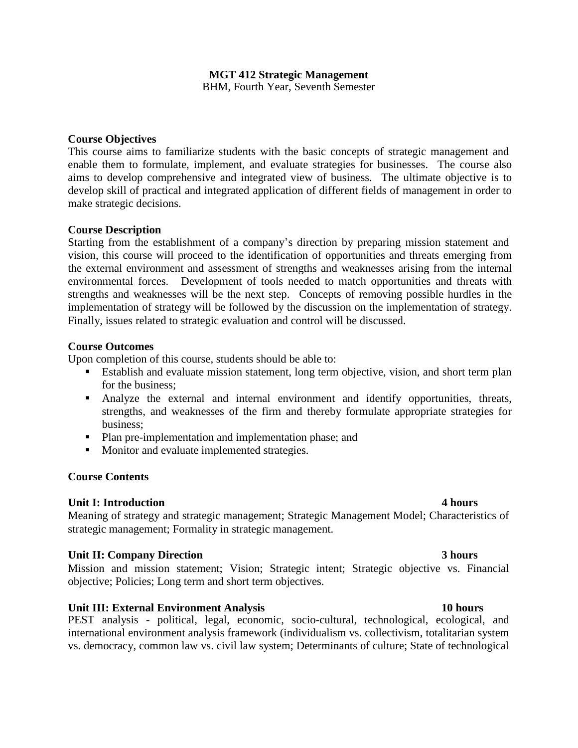## MGT 412 Strategic Management

BHM, Fourth Year, Seventh Semester

### Course Objectives

This course aims to familiarize students with the basic concepts of strategic management and enable them to formulate, implement, and evaluate strategies for businesses. The course also aims to develop comprehensive and integrated view of business. The ultimate objective is to develop skill of practical and integrated application of different fields of management in order to make strategic decisions.

### Course Description

Starting from the establishment of a company's direction by preparing mission statement and vision, this course will proceed to the identification of opportunities and threats emerging from the external environment and assessment of strengths and weaknesses arising from the internal environmental forces. Development of tools needed to match opportunities and threats with strengths and weaknesses will be the next step. Concepts of removing possible hurdles in the implementation of strategy will be followed by the discussion on the implementation of strategy. Finally, issues related to strategic evaluation and control will be discussed.

### Course Outcomes

Upon completion of this course, students should be able to:

- Establish and evaluate mission statement, long term objective, vision, and short term plan for the business;
- Analyze the external and internal environment and identify opportunities, threats, strengths, and weaknesses of the firm and thereby formulate appropriate strategies for business;
- Plan pre-implementation and implementation phase; and
- Monitor and evaluate implemented strategies.

### Course Contents

**Unit I: Introduction** **4 hours**

Meaning of strategy and strategic management; Strategic Management Model; Characteristics of strategic management; Formality in strategic management.

**Unit II: Company Direction** **3 hours**

Mission and mission statement; Vision; Strategic intent; Strategic objective vs. Financial objective; Policies; Long term and short term objectives.

**Unit III: External Environment Analysis** **10 hours**

PEST analysis - political, legal, economic, socio-cultural, technological, ecological, and international environment analysis framework (individualism vs. collectivism, totalitarian system vs. democracy, common law vs. civil law system; Determinants of culture; State of technological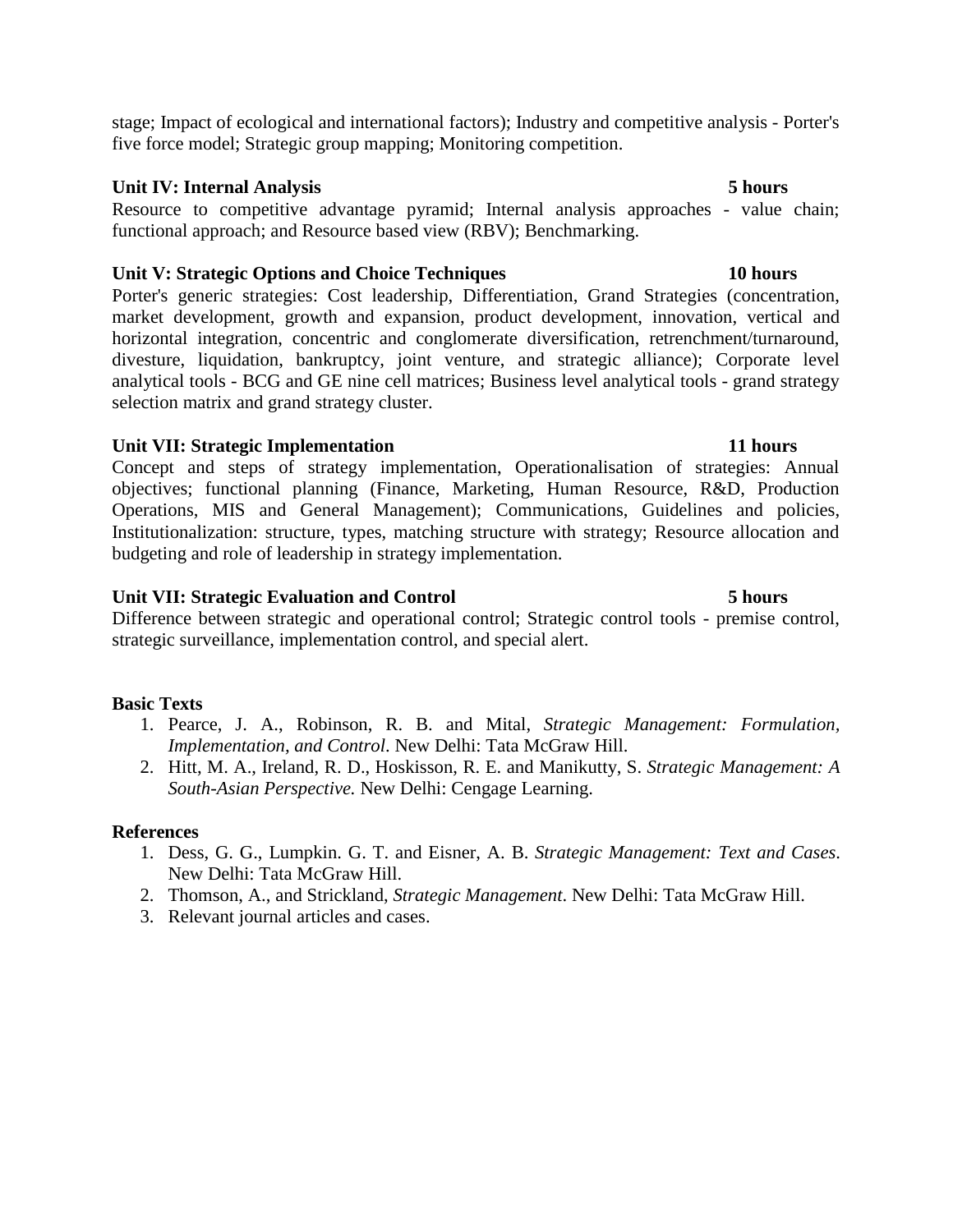stage; Impact of ecological and international factors); Industry and competitive analysis - Porter's five force model; Strategic group mapping; Monitoring competition.

**Unit IV: Internal Analysis** **5 hours**

Resource to competitive advantage pyramid; Internal analysis approaches - value chain; functional approach; and Resource based view (RBV); Benchmarking.

**Unit V: Strategic Options and Choice Techniques** **10 hours**

Porter's generic strategies: Cost leadership, Differentiation, Grand Strategies (concentration, market development, growth and expansion, product development, innovation, vertical and horizontal integration, concentric and conglomerate diversification, retrenchment/turnaround, divesture, liquidation, bankruptcy, joint venture, and strategic alliance); Corporate level analytical tools - BCG and GE nine cell matrices; Business level analytical tools - grand strategy selection matrix and grand strategy cluster.

**Unit VII: Strategic Implementation** **11 hours**

Concept and steps of strategy implementation, Operationalisation of strategies: Annual objectives; functional planning (Finance, Marketing, Human Resource, R&D, Production Operations, MIS and General Management); Communications, Guidelines and policies, Institutionalization: structure, types, matching structure with strategy; Resource allocation and budgeting and role of leadership in strategy implementation.

**Unit VII: Strategic Evaluation and Control** **5 hours**

Difference between strategic and operational control; Strategic control tools - premise control, strategic surveillance, implementation control, and special alert.

**Basic Texts**

1. Pearce, J. A., Robinson, R. B. and Mital, *Strategic Management: Formulation, Implementation, and Control*. New Delhi: Tata McGraw Hill.
2. Hitt, M. A., Ireland, R. D., Hoskisson, R. E. and Manikutty, S. *Strategic Management: A South-Asian Perspective.* New Delhi: Cengage Learning.

**References**

1. Dess, G. G., Lumpkin. G. T. and Eisner, A. B. *Strategic Management: Text and Cases*. New Delhi: Tata McGraw Hill.
2. Thomson, A., and Strickland, *Strategic Management*. New Delhi: Tata McGraw Hill.
3. Relevant journal articles and cases.